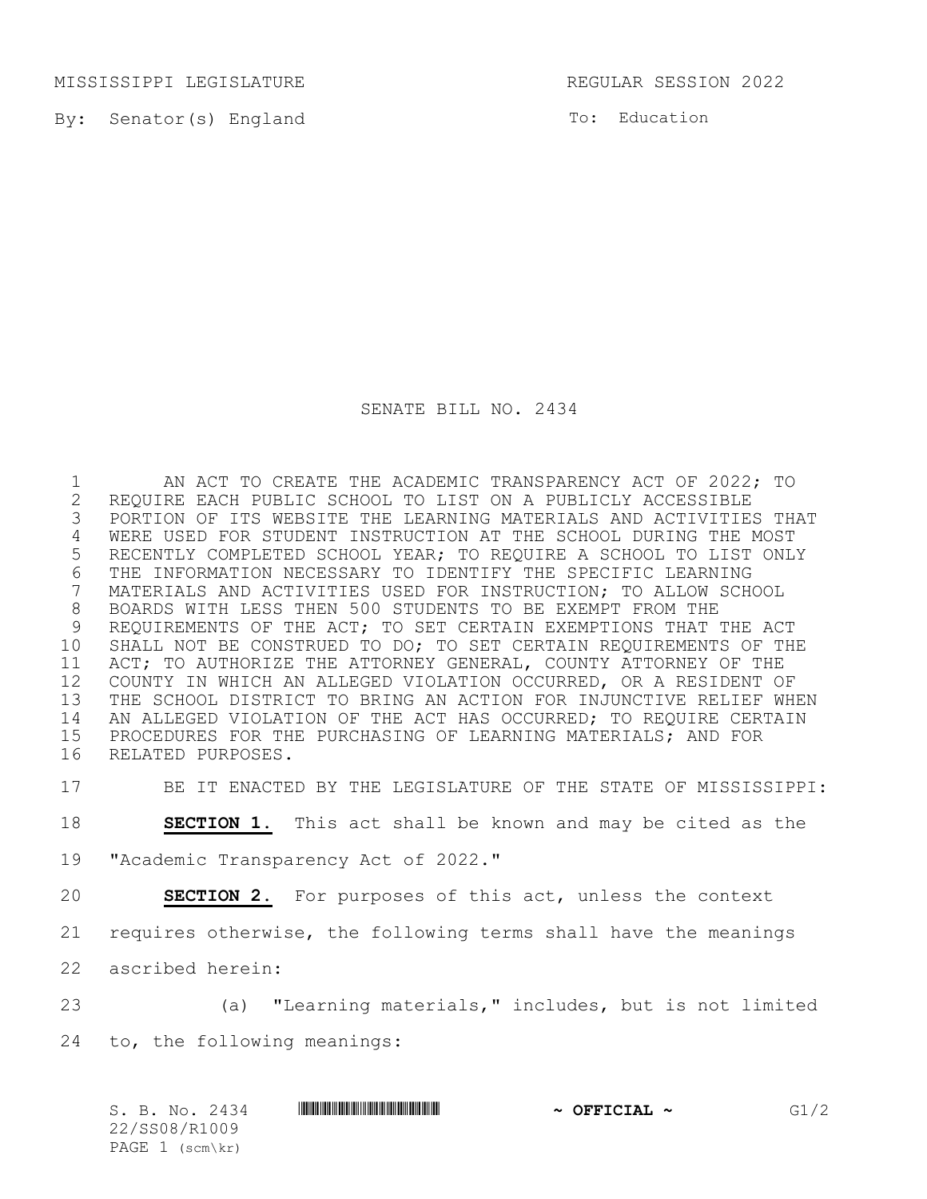MISSISSIPPI LEGISLATURE REGULAR SESSION 2022

By: Senator(s) England

To: Education

# SENATE BILL NO. 2434

AN ACT TO CREATE THE ACADEMIC TRANSPARENCY ACT OF 2022; TO REQUIRE EACH PUBLIC SCHOOL TO LIST ON A PUBLICLY ACCESSIBLE PORTION OF ITS WEBSITE THE LEARNING MATERIALS AND ACTIVITIES THAT WERE USED FOR STUDENT INSTRUCTION AT THE SCHOOL DURING THE MOST RECENTLY COMPLETED SCHOOL YEAR; TO REQUIRE A SCHOOL TO LIST ONLY THE INFORMATION NECESSARY TO IDENTIFY THE SPECIFIC LEARNING MATERIALS AND ACTIVITIES USED FOR INSTRUCTION; TO ALLOW SCHOOL BOARDS WITH LESS THEN 500 STUDENTS TO BE EXEMPT FROM THE REQUIREMENTS OF THE ACT; TO SET CERTAIN EXEMPTIONS THAT THE ACT SHALL NOT BE CONSTRUED TO DO; TO SET CERTAIN REQUIREMENTS OF THE ACT; TO AUTHORIZE THE ATTORNEY GENERAL, COUNTY ATTORNEY OF THE COUNTY IN WHICH AN ALLEGED VIOLATION OCCURRED, OR A RESIDENT OF THE SCHOOL DISTRICT TO BRING AN ACTION FOR INJUNCTIVE RELIEF WHEN AN ALLEGED VIOLATION OF THE ACT HAS OCCURRED; TO REQUIRE CERTAIN PROCEDURES FOR THE PURCHASING OF LEARNING MATERIALS; AND FOR RELATED PURPOSES.

BE IT ENACTED BY THE LEGISLATURE OF THE STATE OF MISSISSIPPI:

**SECTION 1.** This act shall be known and may be cited as the "Academic Transparency Act of 2022."

**SECTION 2.** For purposes of this act, unless the context requires otherwise, the following terms shall have the meanings ascribed herein:

(a) "Learning materials," includes, but is not limited to, the following meanings: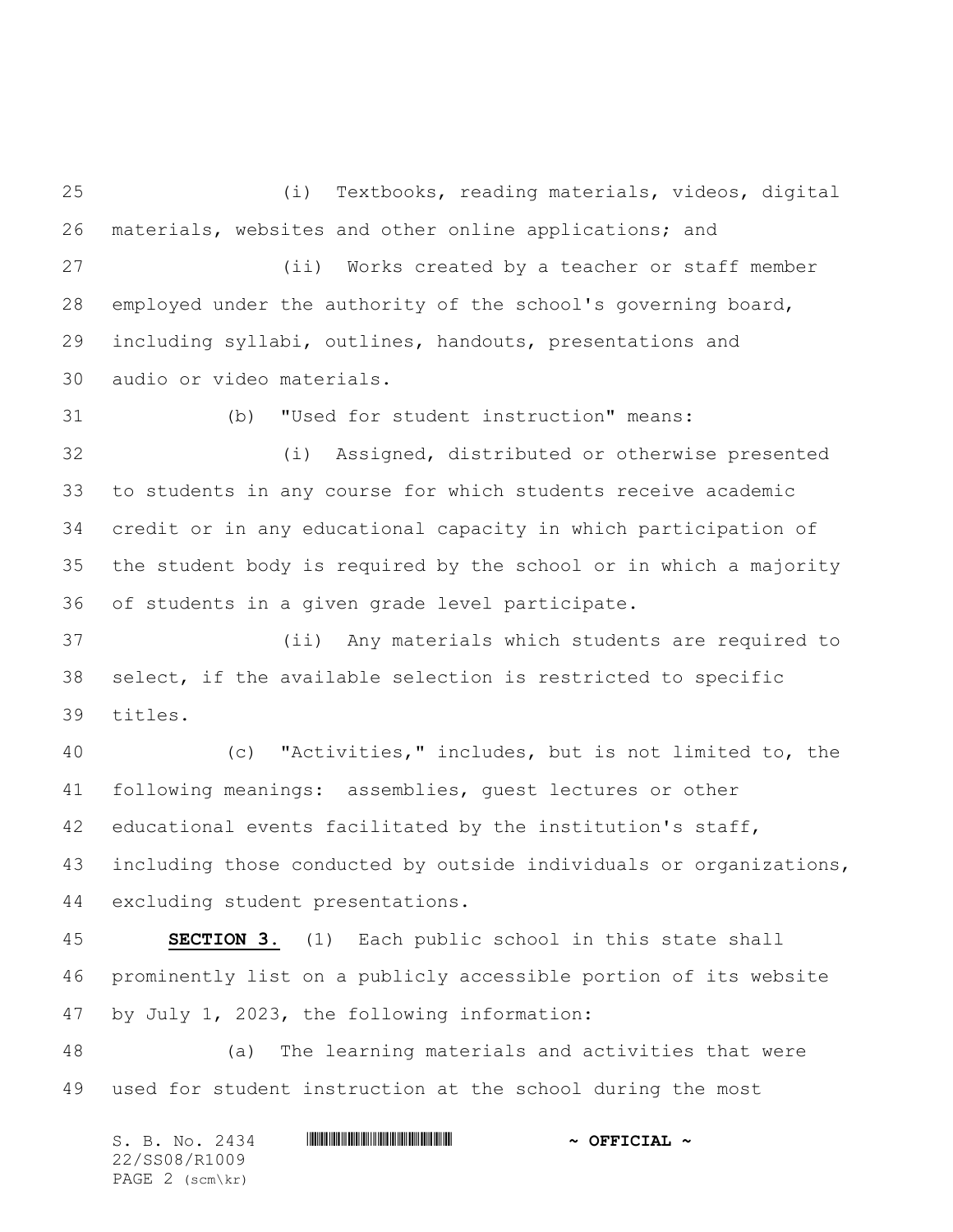(i) Textbooks, reading materials, videos, digital materials, websites and other online applications; and

(ii) Works created by a teacher or staff member employed under the authority of the school's governing board, including syllabi, outlines, handouts, presentations and audio or video materials.

(b) "Used for student instruction" means:

(i) Assigned, distributed or otherwise presented to students in any course for which students receive academic credit or in any educational capacity in which participation of the student body is required by the school or in which a majority of students in a given grade level participate.

(ii) Any materials which students are required to select, if the available selection is restricted to specific titles.

(c) "Activities," includes, but is not limited to, the following meanings: assemblies, guest lectures or other educational events facilitated by the institution's staff, including those conducted by outside individuals or organizations, excluding student presentations.

**SECTION 3.** (1) Each public school in this state shall prominently list on a publicly accessible portion of its website by July 1, 2023, the following information:

(a) The learning materials and activities that were used for student instruction at the school during the most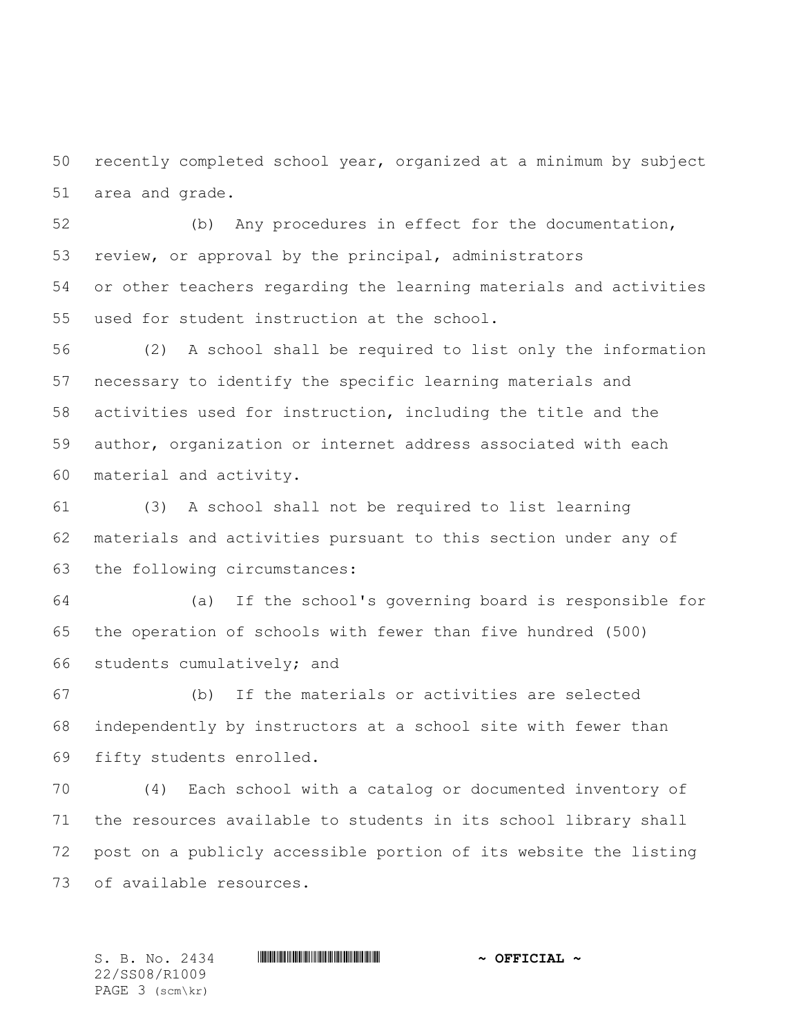recently completed school year, organized at a minimum by subject area and grade.

(b) Any procedures in effect for the documentation, review, or approval by the principal, administrators or other teachers regarding the learning materials and activities used for student instruction at the school.

(2) A school shall be required to list only the information necessary to identify the specific learning materials and activities used for instruction, including the title and the author, organization or internet address associated with each material and activity.

(3) A school shall not be required to list learning materials and activities pursuant to this section under any of the following circumstances:

(a) If the school's governing board is responsible for the operation of schools with fewer than five hundred (500) students cumulatively; and

(b) If the materials or activities are selected independently by instructors at a school site with fewer than fifty students enrolled.

(4) Each school with a catalog or documented inventory of the resources available to students in its school library shall post on a publicly accessible portion of its website the listing of available resources.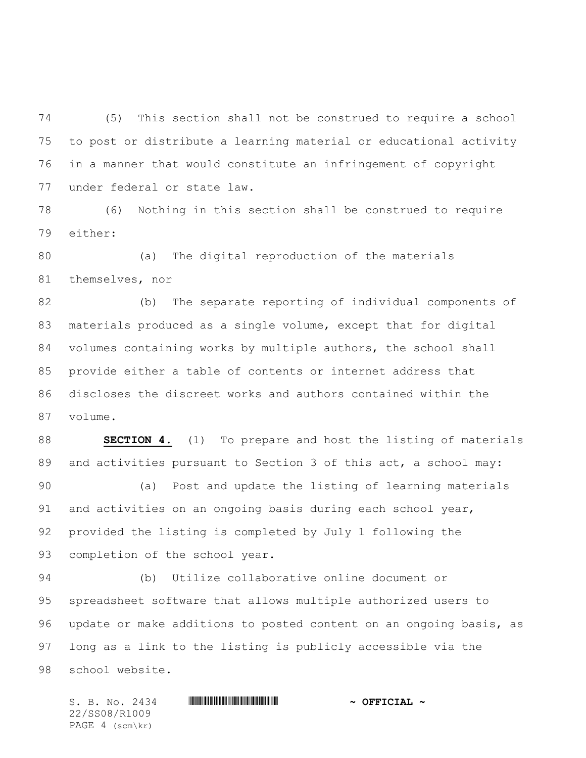(5) This section shall not be construed to require a school to post or distribute a learning material or educational activity in a manner that would constitute an infringement of copyright under federal or state law.

(6) Nothing in this section shall be construed to require either:

(a) The digital reproduction of the materials themselves, nor

(b) The separate reporting of individual components of materials produced as a single volume, except that for digital volumes containing works by multiple authors, the school shall provide either a table of contents or internet address that discloses the discreet works and authors contained within the volume.

**SECTION 4.** (1) To prepare and host the listing of materials and activities pursuant to Section 3 of this act, a school may:

(a) Post and update the listing of learning materials and activities on an ongoing basis during each school year, provided the listing is completed by July 1 following the completion of the school year.

(b) Utilize collaborative online document or spreadsheet software that allows multiple authorized users to update or make additions to posted content on an ongoing basis, as long as a link to the listing is publicly accessible via the school website.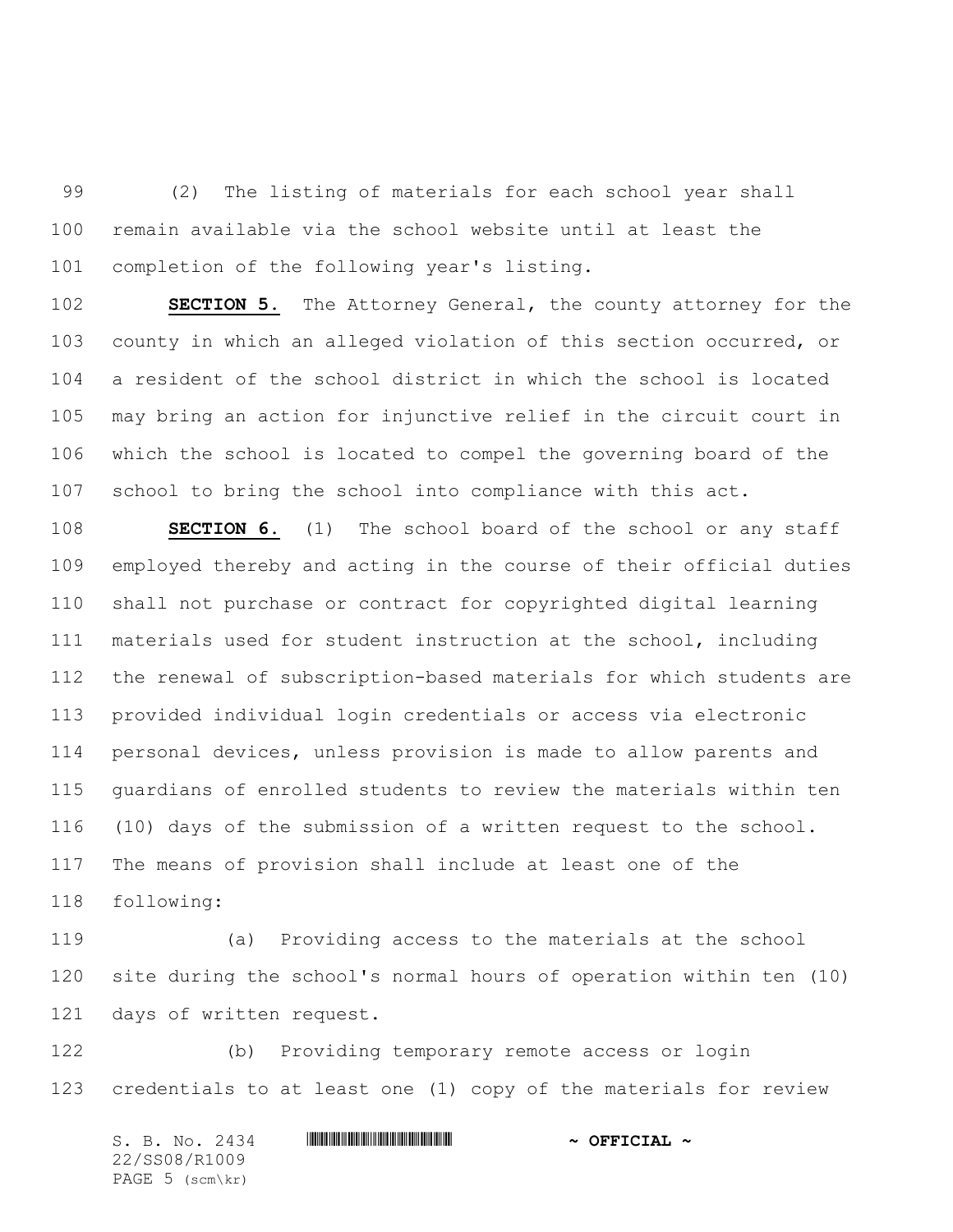(2) The listing of materials for each school year shall remain available via the school website until at least the completion of the following year's listing.

**SECTION 5.** The Attorney General, the county attorney for the county in which an alleged violation of this section occurred, or a resident of the school district in which the school is located may bring an action for injunctive relief in the circuit court in which the school is located to compel the governing board of the school to bring the school into compliance with this act.

**SECTION 6.** (1) The school board of the school or any staff employed thereby and acting in the course of their official duties shall not purchase or contract for copyrighted digital learning materials used for student instruction at the school, including the renewal of subscription-based materials for which students are provided individual login credentials or access via electronic personal devices, unless provision is made to allow parents and guardians of enrolled students to review the materials within ten (10) days of the submission of a written request to the school. The means of provision shall include at least one of the following:

(a) Providing access to the materials at the school site during the school's normal hours of operation within ten (10) days of written request.

(b) Providing temporary remote access or login credentials to at least one (1) copy of the materials for review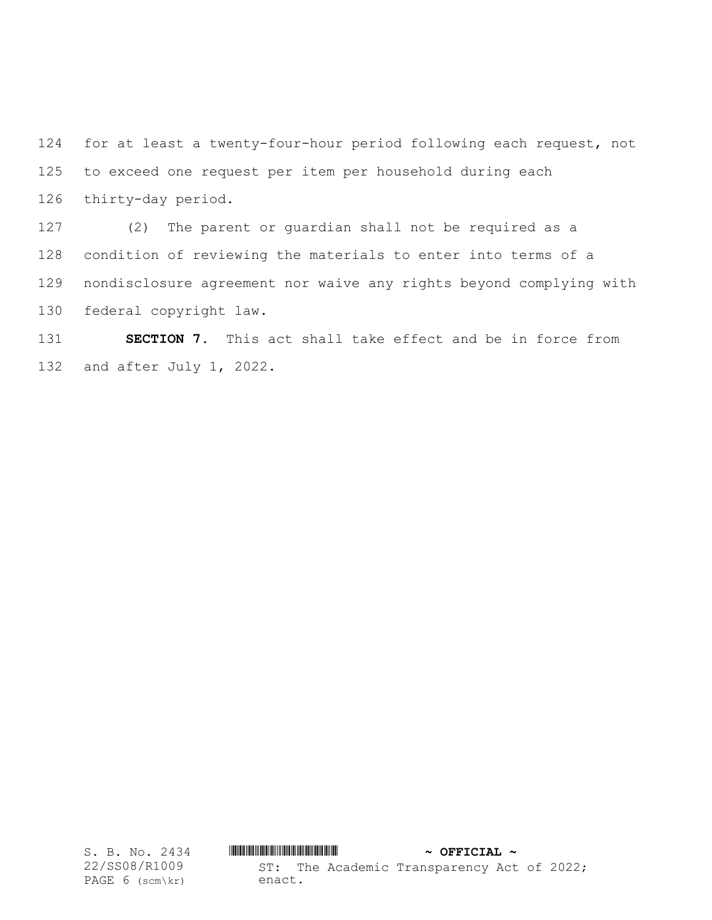for at least a twenty-four-hour period following each request, not to exceed one request per item per household during each thirty-day period.

(2) The parent or guardian shall not be required as a condition of reviewing the materials to enter into terms of a nondisclosure agreement nor waive any rights beyond complying with federal copyright law.

**SECTION 7.** This act shall take effect and be in force from and after July 1, 2022.